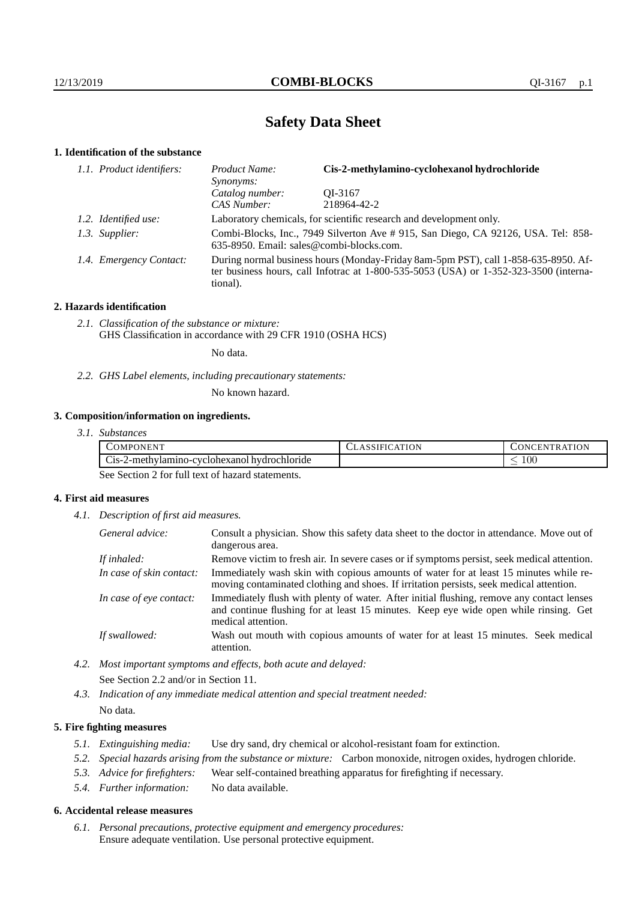# Safety Data Sheet

## 1. Identification of the substance

*1.1. Product identifiers:*

| | | |
|---|---|---|
| *Product Name:* | **Cis-2-methylamino-cyclohexanol hydrochloride** |
| *Synonyms:* | |
| *Catalog number:* | QI-3167 |
| *CAS Number:* | 218964-42-2 |

*1.2. Identified use:* Laboratory chemicals, for scientific research and development only.

*1.3. Supplier:* Combi-Blocks, Inc., 7949 Silverton Ave # 915, San Diego, CA 92126, USA. Tel: 858-635-8950. Email: sales@combi-blocks.com.

*1.4. Emergency Contact:* During normal business hours (Monday-Friday 8am-5pm PST), call 1-858-635-8950. After business hours, call Infotrac at 1-800-535-5053 (USA) or 1-352-323-3500 (international).

## 2. Hazards identification

*2.1. Classification of the substance or mixture:*
GHS Classification in accordance with 29 CFR 1910 (OSHA HCS)

No data.

*2.2. GHS Label elements, including precautionary statements:*

No known hazard.

## 3. Composition/information on ingredients.

*3.1. Substances*

| COMPONENT | CLASSIFICATION | CONCENTRATION |
|---|---|---|
| Cis-2-methylamino-cyclohexanol hydrochloride | | $\leq 100$ |

See Section 2 for full text of hazard statements.

## 4. First aid measures

*4.1. Description of first aid measures.*

*General advice:* Consult a physician. Show this safety data sheet to the doctor in attendance. Move out of dangerous area.

*If inhaled:* Remove victim to fresh air. In severe cases or if symptoms persist, seek medical attention.

*In case of skin contact:* Immediately wash skin with copious amounts of water for at least 15 minutes while removing contaminated clothing and shoes. If irritation persists, seek medical attention.

*In case of eye contact:* Immediately flush with plenty of water. After initial flushing, remove any contact lenses and continue flushing for at least 15 minutes. Keep eye wide open while rinsing. Get medical attention.

*If swallowed:* Wash out mouth with copious amounts of water for at least 15 minutes. Seek medical attention.

*4.2. Most important symptoms and effects, both acute and delayed:*
See Section 2.2 and/or in Section 11.

*4.3. Indication of any immediate medical attention and special treatment needed:*
No data.

## 5. Fire fighting measures

*5.1. Extinguishing media:* Use dry sand, dry chemical or alcohol-resistant foam for extinction.

*5.2. Special hazards arising from the substance or mixture:* Carbon monoxide, nitrogen oxides, hydrogen chloride.

*5.3. Advice for firefighters:* Wear self-contained breathing apparatus for firefighting if necessary.

*5.4. Further information:* No data available.

## 6. Accidental release measures

*6.1. Personal precautions, protective equipment and emergency procedures:*
Ensure adequate ventilation. Use personal protective equipment.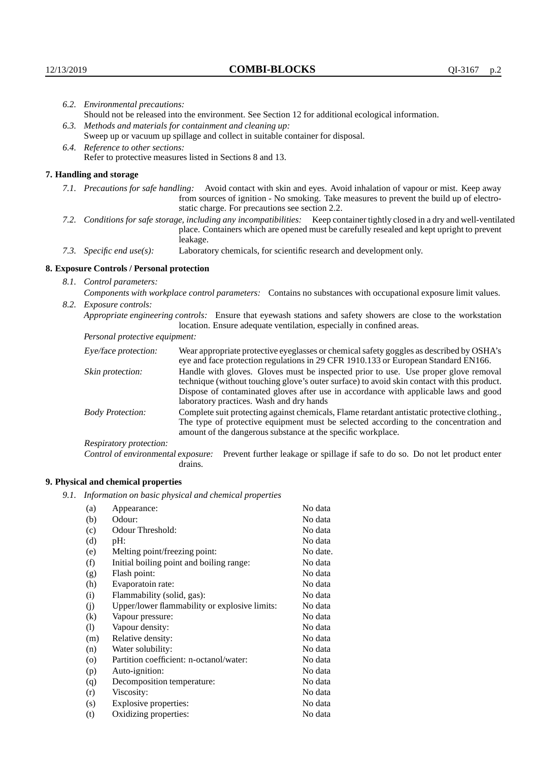6.2. *Environmental precautions:*
Should not be released into the environment. See Section 12 for additional ecological information.

6.3. *Methods and materials for containment and cleaning up:*
Sweep up or vacuum up spillage and collect in suitable container for disposal.

6.4. *Reference to other sections:*
Refer to protective measures listed in Sections 8 and 13.

## 7. Handling and storage

7.1. *Precautions for safe handling:* Avoid contact with skin and eyes. Avoid inhalation of vapour or mist. Keep away from sources of ignition - No smoking. Take measures to prevent the build up of electrostatic charge. For precautions see section 2.2.

7.2. *Conditions for safe storage, including any incompatibilities:* Keep container tightly closed in a dry and well-ventilated place. Containers which are opened must be carefully resealed and kept upright to prevent leakage.

7.3. *Specific end use(s):* Laboratory chemicals, for scientific research and development only.

## 8. Exposure Controls / Personal protection

8.1. *Control parameters:*
*Components with workplace control parameters:* Contains no substances with occupational exposure limit values.

8.2. *Exposure controls:*
*Appropriate engineering controls:* Ensure that eyewash stations and safety showers are close to the workstation location. Ensure adequate ventilation, especially in confined areas.

*Personal protective equipment:*

*Eye/face protection:* Wear appropriate protective eyeglasses or chemical safety goggles as described by OSHA's eye and face protection regulations in 29 CFR 1910.133 or European Standard EN166.

*Skin protection:* Handle with gloves. Gloves must be inspected prior to use. Use proper glove removal technique (without touching glove's outer surface) to avoid skin contact with this product. Dispose of contaminated gloves after use in accordance with applicable laws and good laboratory practices. Wash and dry hands

*Body Protection:* Complete suit protecting against chemicals, Flame retardant antistatic protective clothing., The type of protective equipment must be selected according to the concentration and amount of the dangerous substance at the specific workplace.

*Respiratory protection:*

*Control of environmental exposure:* Prevent further leakage or spillage if safe to do so. Do not let product enter drains.

## 9. Physical and chemical properties

9.1. *Information on basic physical and chemical properties*

| | | |
|---|---|---|
| (a) | Appearance: | No data |
| (b) | Odour: | No data |
| (c) | Odour Threshold: | No data |
| (d) | pH: | No data |
| (e) | Melting point/freezing point: | No date. |
| (f) | Initial boiling point and boiling range: | No data |
| (g) | Flash point: | No data |
| (h) | Evaporatoin rate: | No data |
| (i) | Flammability (solid, gas): | No data |
| (j) | Upper/lower flammability or explosive limits: | No data |
| (k) | Vapour pressure: | No data |
| (l) | Vapour density: | No data |
| (m) | Relative density: | No data |
| (n) | Water solubility: | No data |
| (o) | Partition coefficient: n-octanol/water: | No data |
| (p) | Auto-ignition: | No data |
| (q) | Decomposition temperature: | No data |
| (r) | Viscosity: | No data |
| (s) | Explosive properties: | No data |
| (t) | Oxidizing properties: | No data |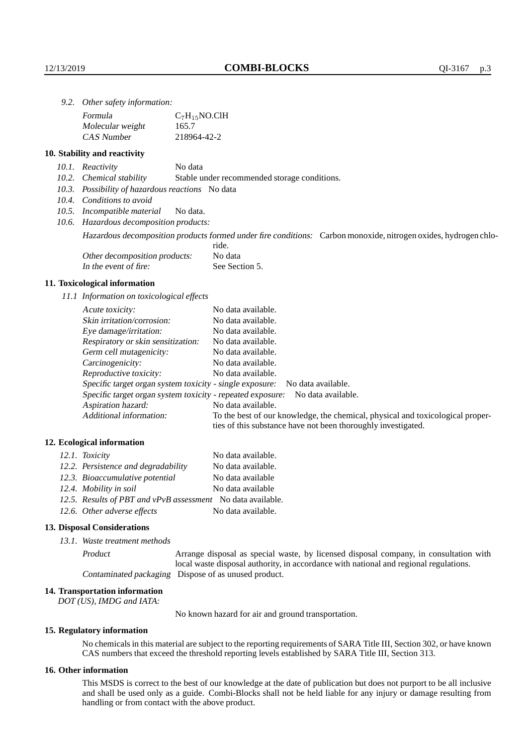*9.2. Other safety information:*

| | |
|---|---|
| *Formula* | $C_7H_{15}NO.ClH$ |
| *Molecular weight* | 165.7 |
| *CAS Number* | 218964-42-2 |

## 10. Stability and reactivity

*10.1. Reactivity* No data

*10.2. Chemical stability* Stable under recommended storage conditions.

*10.3. Possibility of hazardous reactions* No data

*10.4. Conditions to avoid*

*10.5. Incompatible material* No data.

*10.6. Hazardous decomposition products:*

*Hazardous decomposition products formed under fire conditions:* Carbon monoxide, nitrogen oxides, hydrogen chloride.

| | |
|---|---|
| *Other decomposition products:* | No data |
| *In the event of fire:* | See Section 5. |

## 11. Toxicological information

*11.1 Information on toxicological effects*

| | |
|---|---|
| *Acute toxicity:* | No data available. |
| *Skin irritation/corrosion:* | No data available. |
| *Eye damage/irritation:* | No data available. |
| *Respiratory or skin sensitization:* | No data available. |
| *Germ cell mutagenicity:* | No data available. |
| *Carcinogenicity:* | No data available. |
| *Reproductive toxicity:* | No data available. |
| *Specific target organ system toxicity - single exposure:* | No data available. |
| *Specific target organ system toxicity - repeated exposure:* | No data available. |
| *Aspiration hazard:* | No data available. |
| *Additional information:* | To the best of our knowledge, the chemical, physical and toxicological properties of this substance have not been thoroughly investigated. |

## 12. Ecological information

| | |
|---|---|
| *12.1. Toxicity* | No data available. |
| *12.2. Persistence and degradability* | No data available. |
| *12.3. Bioaccumulative potential* | No data available |
| *12.4. Mobility in soil* | No data available |
| *12.5. Results of PBT and vPvB assessment* | No data available. |
| *12.6. Other adverse effects* | No data available. |

## 13. Disposal Considerations

*13.1. Waste treatment methods*

| | |
|---|---|
| *Product* | Arrange disposal as special waste, by licensed disposal company, in consultation with local waste disposal authority, in accordance with national and regional regulations. |
| *Contaminated packaging* | Dispose of as unused product. |

## 14. Transportation information

*DOT (US), IMDG and IATA:*

No known hazard for air and ground transportation.

## 15. Regulatory information

No chemicals in this material are subject to the reporting requirements of SARA Title III, Section 302, or have known CAS numbers that exceed the threshold reporting levels established by SARA Title III, Section 313.

## 16. Other information

This MSDS is correct to the best of our knowledge at the date of publication but does not purport to be all inclusive and shall be used only as a guide. Combi-Blocks shall not be held liable for any injury or damage resulting from handling or from contact with the above product.